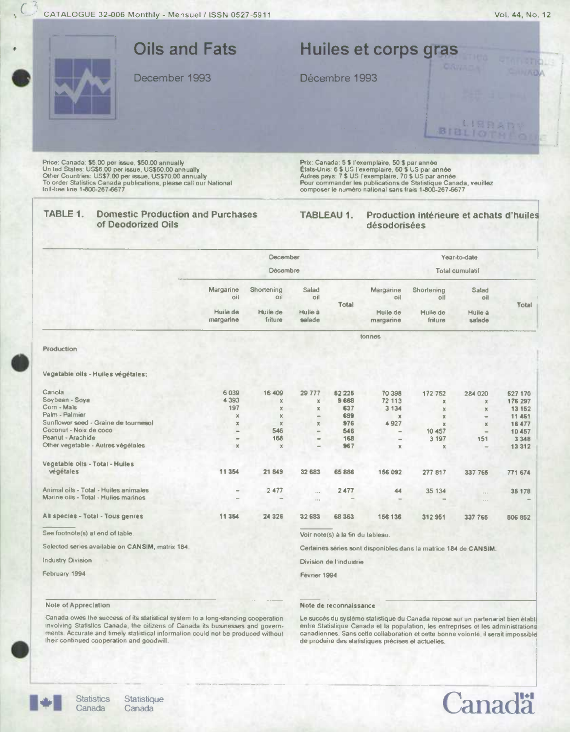CATALOGUE 32-006 Monthly - Mensuel / ISSN 0527-5911

# Oils and Fats

December 1993

# Huiles et corps gras

Décembre 1993

Price: Canada: $5.00 per issue, $50.00 annually
United States: US$6.00 per issue, US$60.00 annually
Other Countries: US$7.00 per issue, US$70.00 annually
To order Statistics Canada publications, please call our National toll-free line 1-800-267-6677

Prix: Canada: 5 $ l'exemplaire, 50 $ par année
États-Unis: 6 $ US l'exemplaire, 60 $ US par année
Autres pays: 7 $ US l'exemplaire, 70 $ US par année
Pour commander les publications de Statistique Canada, veuillez composer le numéro national sans frais 1-800-267-6677

## TABLE 1. Domestic Production and Purchases of Deodorized Oils / TABLEAU 1. Production intérieure et achats d'huiles désodorisées

| | December / Décembre | | | | Year-to-date / Total cumulatif | | | |
|---|---|---|---|---|---|---|---|---|
| | Margarine oil / Huile de margarine | Shortening oil / Huile de friture | Salad oil / Huile à salade | Total | Margarine oil / Huile de margarine | Shortening oil / Huile de friture | Salad oil / Huile à salade | Total |
| | tonnes | | | | | | | |
| **Production** | | | | | | | | |
| **Vegetable oils - Huiles végétales:** | | | | | | | | |
| Canola | 6 039 | 16 409 | 29 777 | 52 225 | 70 398 | 172 752 | 284 020 | 527 170 |
| Soybean - Soya | 4 393 | x | x | 9 668 | 72 113 | x | x | 176 297 |
| Corn - Maïs | 197 | x | x | 637 | 3 134 | x | x | 13 152 |
| Palm - Palmier | x | x | – | 699 | x | x | – | 11 461 |
| Sunflower seed - Graine de tournesol | x | x | x | 976 | 4 927 | x | x | 16 477 |
| Coconut - Noix de coco | – | 546 | – | 546 | – | 10 457 | – | 10 457 |
| Peanut - Arachide | – | 168 | – | 168 | – | 3 197 | 151 | 3 348 |
| Other vegetable - Autres végétales | x | x | – | 967 | x | x | – | 13 312 |
| **Vegetable oils - Total - Huiles végétales** | 11 354 | 21 849 | 32 683 | 65 886 | 156 092 | 277 817 | 337 765 | 771 674 |
| Animal oils - Total - Huiles animales | – | 2 477 | ... | 2 477 | 44 | 35 134 | ... | 35 178 |
| Marine oils - Total - Huiles marines | – | – | ... | – | – | – | ... | – |
| **All species - Total - Tous genres** | 11 354 | 24 326 | 32 683 | 68 363 | 156 136 | 312 951 | 337 765 | 806 852 |

See footnote(s) at end of table.

Voir note(s) à la fin du tableau.

Selected series available on CANSIM, matrix 184.

Certaines séries sont disponibles dans la matrice 184 de CANSIM.

Industry Division

Division de l'industrie

February 1994

Février 1994

### Note of Appreciation

Canada owes the success of its statistical system to a long-standing cooperation involving Statistics Canada, the citizens of Canada its businesses and governments. Accurate and timely statistical information could not be produced without their continued cooperation and goodwill.

### Note de reconnaissance

Le succès du système statistique du Canada repose sur un partenariat bien établi entre Statistique Canada et la population, les entreprises et les administrations canadiennes. Sans cette collaboration et cette bonne volonté, il serait impossible de produire des statistiques précises et actuelles.

Statistics Canada / Statistique Canada

Canada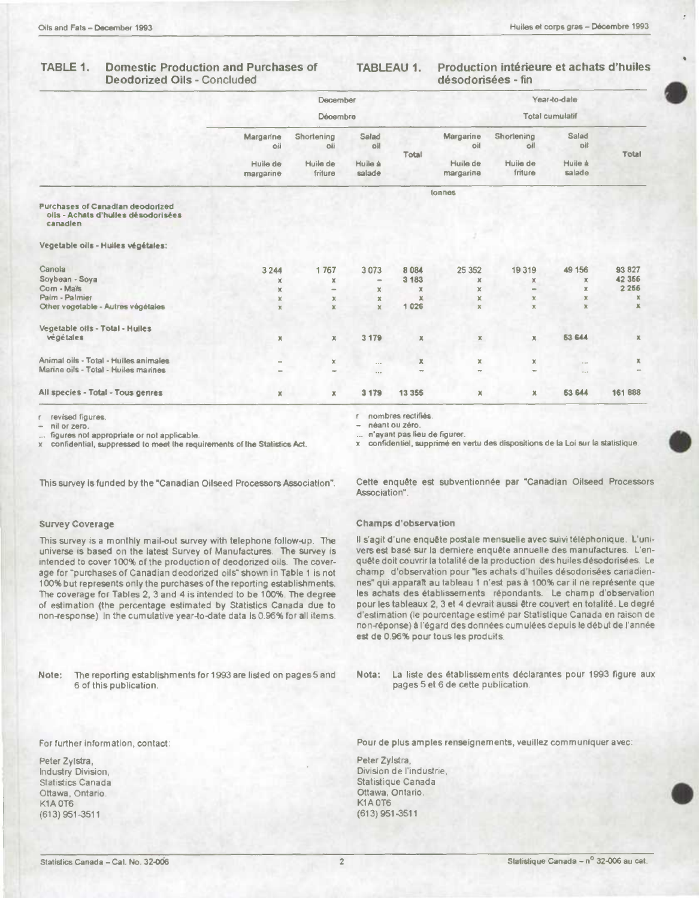## TABLE 1. Domestic Production and Purchases of Deodorized Oils - Concluded

## TABLEAU 1. Production intérieure et achats d'huiles désodorisées - fin

| | December / Décembre | | | | Year-to-date / Total cumulatif | | | |
|---|---|---|---|---|---|---|---|---|
| | Margarine oil / Huile de margarine | Shortening oil / Huile de friture | Salad oil / Huile à salade | Total | Margarine oil / Huile de margarine | Shortening oil / Huile de friture | Salad oil / Huile à salade | Total |
| | tonnes | | | | | | | |
| **Purchases of Canadian deodorized oils - Achats d'huiles désodorisées canadien** | | | | | | | | |
| **Vegetable oils - Huiles végétales:** | | | | | | | | |
| Canola | 3 244 | 1 767 | 3 073 | 8 084 | 25 352 | 19 319 | 49 156 | 93 827 |
| Soybean - Soya | x | x | – | 3 183 | x | x | x | 42 356 |
| Corn - Maïs | x | – | x | x | x | – | x | 2 256 |
| Palm - Palmier | x | x | x | x | x | x | x | x |
| Other vegetable - Autres végétales | x | x | x | 1 026 | x | x | x | x |
| **Vegetable oils - Total - Huiles végétales** | x | x | 3 179 | x | x | x | 53 644 | x |
| Animal oils - Total - Huiles animales | – | x | ... | x | x | x | ... | x |
| Marine oils - Total - Huiles marines | – | – | ... | – | – | – | ... | – |
| **All species - Total - Tous genres** | x | x | 3 179 | 13 355 | x | x | 53 644 | 161 888 |

r revised figures.
– nil or zero.
... figures not appropriate or not applicable.
x confidential, suppressed to meet the requirements of the Statistics Act.

r nombres rectifiés.
– néant ou zéro.
... n'ayant pas lieu de figurer.
x confidentiel, supprimé en vertu des dispositions de la Loi sur la statistique.

This survey is funded by the "Canadian Oilseed Processors Association".

Cette enquête est subventionnée par "Canadian Oilseed Processors Association".

### Survey Coverage

This survey is a monthly mail-out survey with telephone follow-up. The universe is based on the latest Survey of Manufactures. The survey is intended to cover 100% of the production of deodorized oils. The coverage for "purchases of Canadian deodorized oils" shown in Table 1 is not 100% but represents only the purchases of the reporting establishments. The coverage for Tables 2, 3 and 4 is intended to be 100%. The degree of estimation (the percentage estimated by Statistics Canada due to non-response) in the cumulative year-to-date data is 0.96% for all items.

### Champs d'observation

Il s'agit d'une enquête postale mensuelle avec suivi téléphonique. L'univers est basé sur la derniere enquête annuelle des manufactures. L'enquête doit couvrir la totalité de la production des huiles désodorisées. Le champ d'observation pour "les achats d'huiles désodorisées canadiennes" qui apparaît au tableau 1 n'est pas à 100% car il ne représente que les achats des établissements répondants. Le champ d'observation pour les tableaux 2, 3 et 4 devrait aussi être couvert en totalité. Le degré d'estimation (le pourcentage estimé par Statistique Canada en raison de non-réponse) à l'égard des données cumulées depuis le début de l'année est de 0.96% pour tous les produits.

**Note:** The reporting establishments for 1993 are listed on pages 5 and 6 of this publication.

**Nota:** La liste des établissements déclarantes pour 1993 figure aux pages 5 et 6 de cette publication.

For further information, contact:

Peter Zylstra,
Industry Division,
Statistics Canada
Ottawa, Ontario.
K1A 0T6
(613) 951-3511

Pour de plus amples renseignements, veuillez communiquer avec:

Peter Zylstra,
Division de l'industrie,
Statistique Canada
Ottawa, Ontario.
K1A 0T6
(613) 951-3511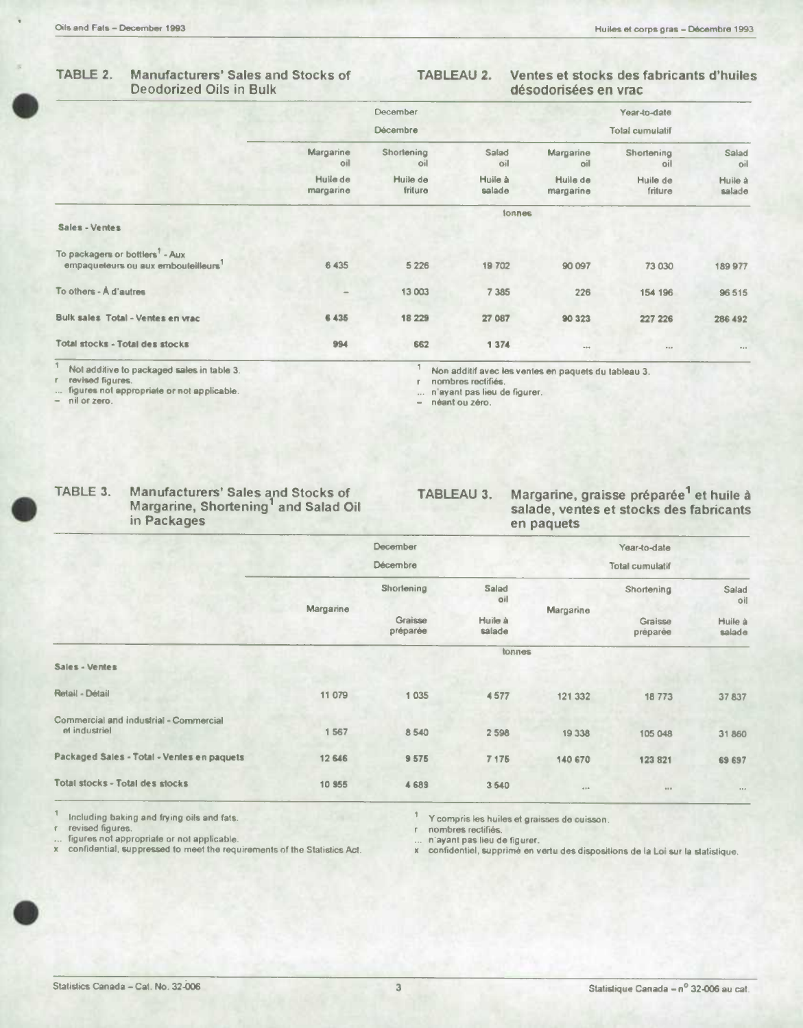## TABLE 2. Manufacturers' Sales and Stocks of Deodorized Oils in Bulk

## TABLEAU 2. Ventes et stocks des fabricants d'huiles désodorisées en vrac

| | December / Décembre | | | Year-to-date / Total cumulatif | | |
|---|---|---|---|---|---|---|
| | Margarine oil / Huile de margarine | Shortening oil / Huile de friture | Salad oil / Huile à salade | Margarine oil / Huile de margarine | Shortening oil / Huile de friture | Salad oil / Huile à salade |
| | | | tonnes | | | |
| **Sales - Ventes** | | | | | | |
| To packagers or bottlers[1] - Aux empaqueteurs ou aux embouteilleurs[1] | 6 435 | 5 226 | 19 702 | 90 097 | 73 030 | 189 977 |
| To others - À d'autres | – | 13 003 | 7 385 | 226 | 154 196 | 96 515 |
| **Bulk sales Total - Ventes en vrac** | **6 435** | **18 229** | **27 087** | **90 323** | **227 226** | **286 492** |
| **Total stocks - Total des stocks** | **994** | **662** | **1 374** | ... | ... | ... |

1 Not additive to packaged sales in table 3.
r revised figures.
... figures not appropriate or not applicable.
– nil or zero.

1 Non additif avec les ventes en paquets du tableau 3.
r nombres rectifiés.
... n'ayant pas lieu de figurer.
– néant ou zéro.

## TABLE 3. Manufacturers' Sales and Stocks of Margarine, Shortening[1] and Salad Oil in Packages

## TABLEAU 3. Margarine, graisse préparée[1] et huile à salade, ventes et stocks des fabricants en paquets

| | December / Décembre | | | Year-to-date / Total cumulatif | | |
|---|---|---|---|---|---|---|
| | Margarine | Shortening / Graisse préparée | Salad oil / Huile à salade | Margarine | Shortening / Graisse préparée | Salad oil / Huile à salade |
| | | | tonnes | | | |
| **Sales - Ventes** | | | | | | |
| Retail - Détail | 11 079 | 1 035 | 4 577 | 121 332 | 18 773 | 37 837 |
| Commercial and industrial - Commercial et industriel | 1 567 | 8 540 | 2 598 | 19 338 | 105 048 | 31 860 |
| **Packaged Sales - Total - Ventes en paquets** | **12 646** | **9 575** | **7 175** | **140 670** | **123 821** | **69 697** |
| **Total stocks - Total des stocks** | **10 955** | **4 689** | **3 540** | ... | ... | ... |

1 Including baking and frying oils and fats.
r revised figures.
... figures not appropriate or not applicable.
x confidential, suppressed to meet the requirements of the Statistics Act.

1 Y compris les huiles et graisses de cuisson.
r nombres rectifiés.
... n'ayant pas lieu de figurer.
x confidentiel, supprimé en vertu des dispositions de la Loi sur la statistique.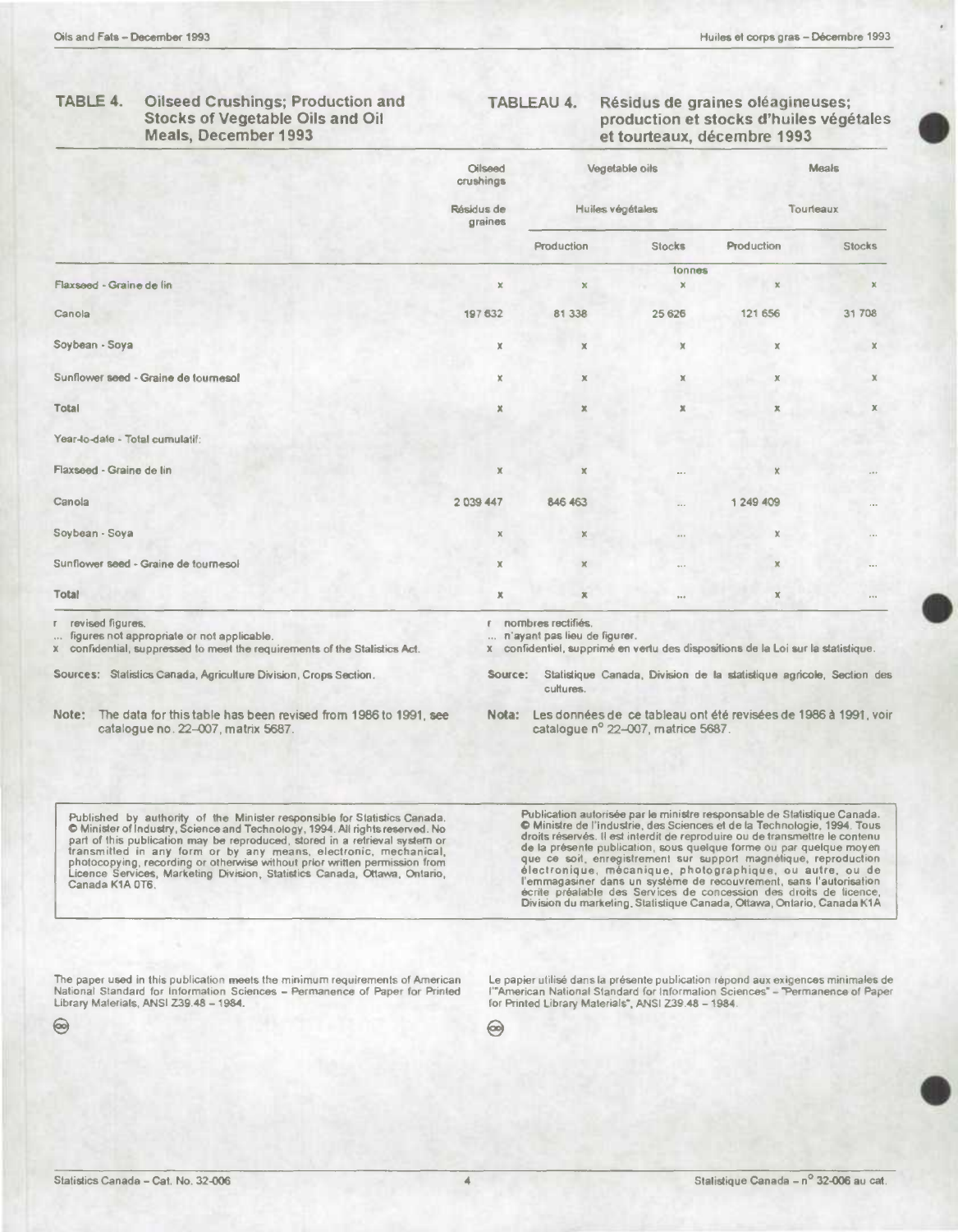## TABLE 4. Oilseed Crushings; Production and Stocks of Vegetable Oils and Oil Meals, December 1993

## TABLEAU 4. Résidus de graines oléagineuses; production et stocks d'huiles végétales et tourteaux, décembre 1993

| | Oilseed crushings | Vegetable oils | | Meals | |
|---|---|---|---|---|---|
| | Résidus de graines | Huiles végétales | | Tourteaux | |
| | | Production | Stocks | Production | Stocks |
| | tonnes | | | | |
| Flaxseed - Graine de lin | x | x | x | x | x |
| Canola | 197 632 | 81 338 | 25 626 | 121 656 | 31 708 |
| Soybean - Soya | x | x | x | x | x |
| Sunflower seed - Graine de tournesol | x | x | x | x | x |
| Total | x | x | x | x | x |
| Year-to-date - Total cumulatif: | | | | | |
| Flaxseed - Graine de lin | x | x | ... | x | ... |
| Canola | 2 039 447 | 846 463 | ... | 1 249 409 | ... |
| Soybean - Soya | x | x | ... | x | ... |
| Sunflower seed - Graine de tournesol | x | x | ... | x | ... |
| Total | x | x | ... | x | ... |

r revised figures.
... figures not appropriate or not applicable.
x confidential, suppressed to meet the requirements of the Statistics Act.

r nombres rectifiés.
... n'ayant pas lieu de figurer.
x confidentiel, supprimé en vertu des dispositions de la Loi sur la statistique.

**Sources:** Statistics Canada, Agriculture Division, Crops Section.

**Source:** Statistique Canada, Division de la statistique agricole, Section des cultures.

**Note:** The data for this table has been revised from 1986 to 1991, see catalogue no. 22-007, matrix 5687.

**Nota:** Les données de ce tableau ont été revisées de 1986 à 1991, voir catalogue n° 22-007, matrice 5687.

Published by authority of the Minister responsible for Statistics Canada. © Minister of Industry, Science and Technology, 1994. All rights reserved. No part of this publication may be reproduced, stored in a retrieval system or transmitted in any form or by any means, electronic, mechanical, photocopying, recording or otherwise without prior written permission from Licence Services, Marketing Division, Statistics Canada, Ottawa, Ontario, Canada K1A 0T6.

Publication autorisée par le ministre responsable de Statistique Canada. © Ministre de l'Industrie, des Sciences et de la Technologie, 1994. Tous droits réservés. Il est interdit de reproduire ou de transmettre le contenu de la présente publication, sous quelque forme ou par quelque moyen que ce soit, enregistrement sur support magnétique, reproduction électronique, mécanique, photographique, ou autre, ou de l'emmagasiner dans un système de recouvrement, sans l'autorisation écrite préalable des Services de concession des droits de licence, Division du marketing, Statistique Canada, Ottawa, Ontario, Canada K1A

The paper used in this publication meets the minimum requirements of American National Standard for Information Sciences – Permanence of Paper for Printed Library Materials, ANSI Z39.48 – 1984.

Le papier utilisé dans la présente publication répond aux exigences minimales de l'"American National Standard for Information Sciences" – "Permanence of Paper for Printed Library Materials", ANSI Z39.48 – 1984.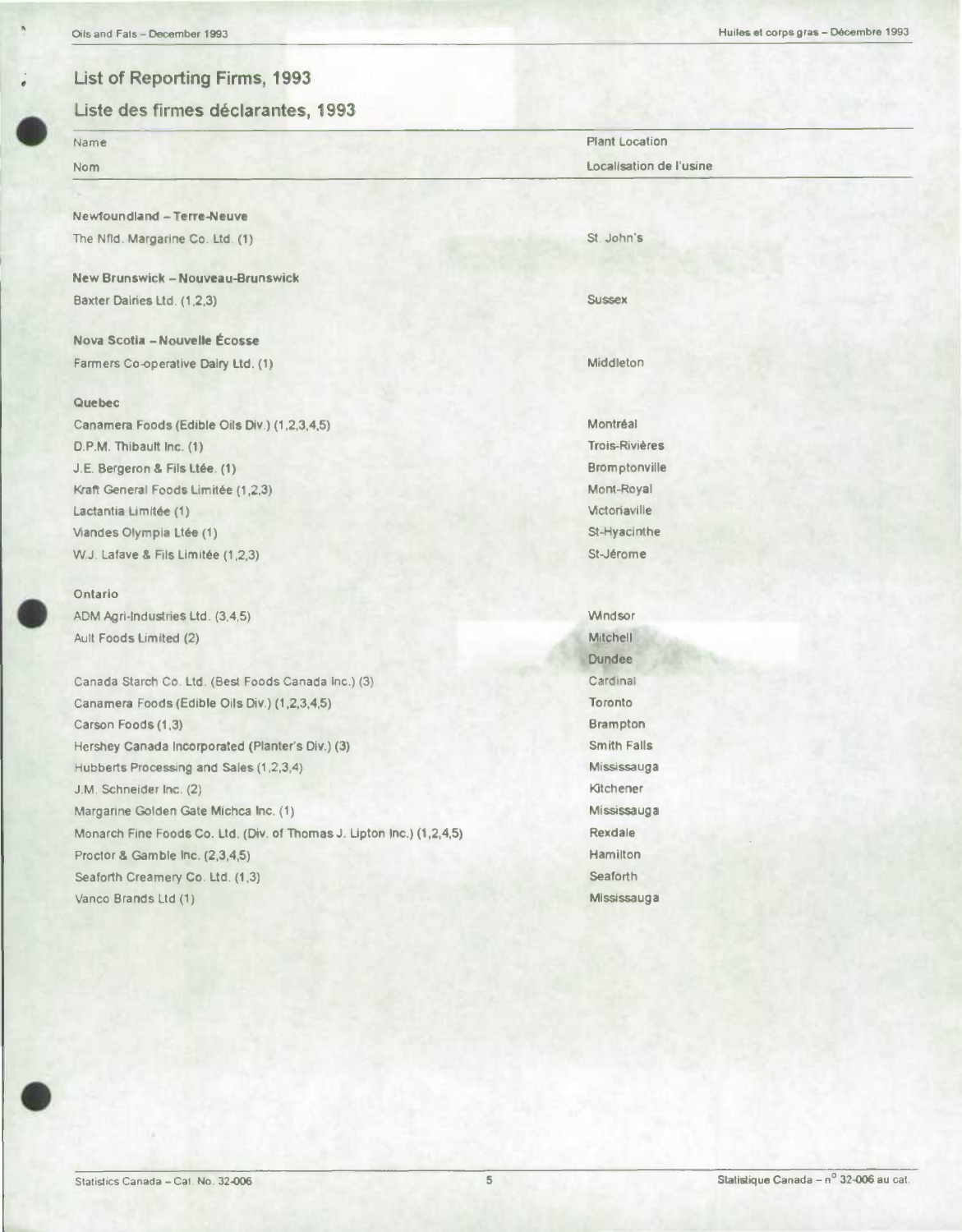## List of Reporting Firms, 1993

## Liste des firmes déclarantes, 1993

| Name<br>Nom | Plant Location<br>Localisation de l'usine |
|---|---|
| **Newfoundland – Terre-Neuve** | |
| The Nfld. Margarine Co. Ltd. (1) | St. John's |
| **New Brunswick – Nouveau-Brunswick** | |
| Baxter Dairies Ltd. (1,2,3) | Sussex |
| **Nova Scotia – Nouvelle Écosse** | |
| Farmers Co-operative Dairy Ltd. (1) | Middleton |
| **Quebec** | |
| Canamera Foods (Edible Oils Div.) (1,2,3,4,5) | Montréal |
| D.P.M. Thibault Inc. (1) | Trois-Rivières |
| J.E. Bergeron & Fils Ltée. (1) | Bromptonville |
| Kraft General Foods Limitée (1,2,3) | Mont-Royal |
| Lactantia Limitée (1) | Victoriaville |
| Viandes Olympia Ltée (1) | St-Hyacinthe |
| W.J. Lafave & Fils Limitée (1,2,3) | St-Jérome |
| **Ontario** | |
| ADM Agri-Industries Ltd. (3,4,5) | Windsor |
| Ault Foods Limited (2) | Mitchell<br>Dundee |
| Canada Starch Co. Ltd. (Best Foods Canada Inc.) (3) | Cardinal |
| Canamera Foods (Edible Oils Div.) (1,2,3,4,5) | Toronto |
| Carson Foods (1,3) | Brampton |
| Hershey Canada Incorporated (Planter's Div.) (3) | Smith Falls |
| Hubberts Processing and Sales (1,2,3,4) | Mississauga |
| J.M. Schneider Inc. (2) | Kitchener |
| Margarine Golden Gate Michca Inc. (1) | Mississauga |
| Monarch Fine Foods Co. Ltd. (Div. of Thomas J. Lipton Inc.) (1,2,4,5) | Rexdale |
| Proctor & Gamble Inc. (2,3,4,5) | Hamilton |
| Seaforth Creamery Co. Ltd. (1,3) | Seaforth |
| Vanco Brands Ltd (1) | Mississauga |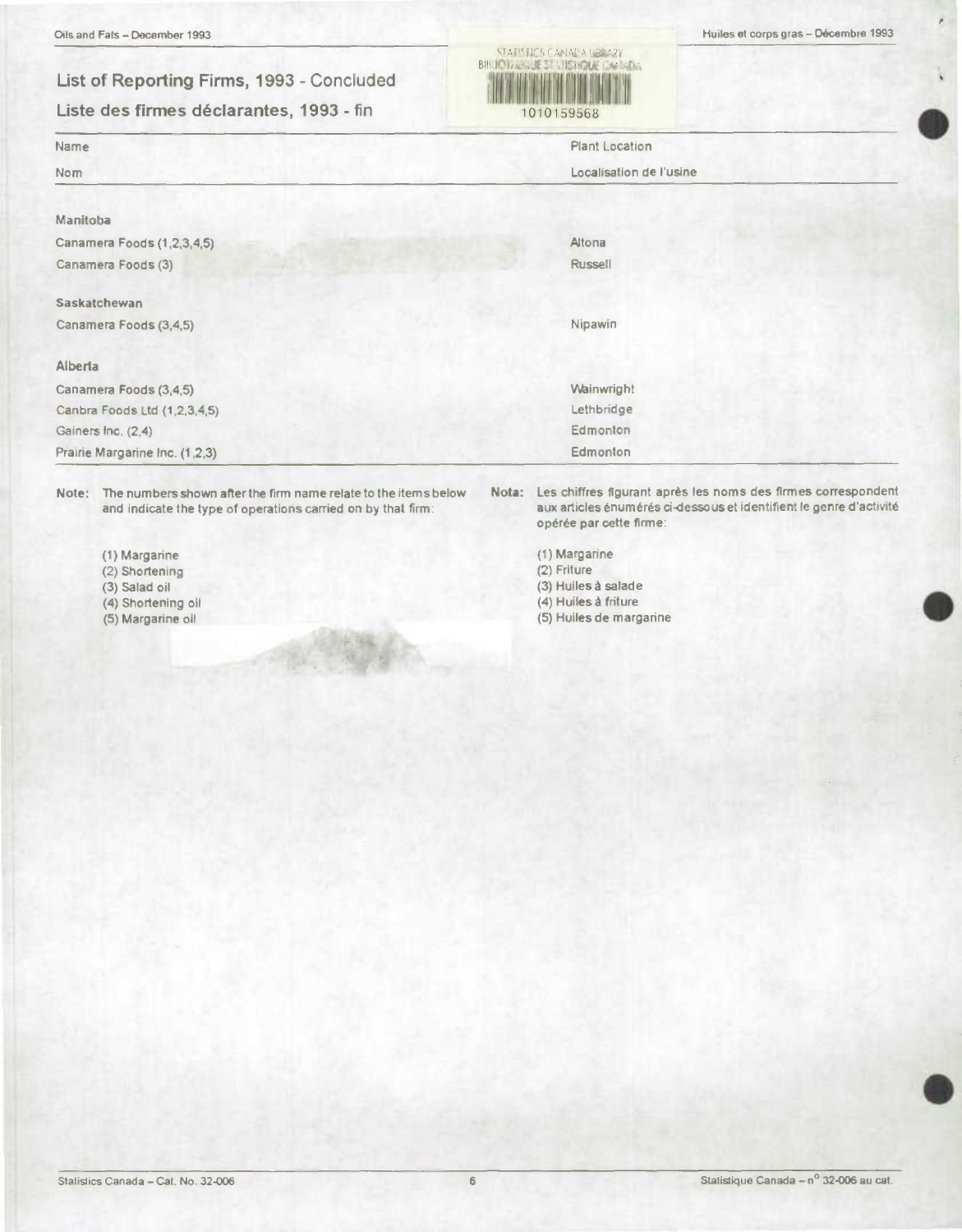## List of Reporting Firms, 1993 - Concluded

## Liste des firmes déclarantes, 1993 - fin

| Name<br>Nom | Plant Location<br>Localisation de l'usine |
|---|---|
| **Manitoba** | |
| Canamera Foods (1,2,3,4,5) | Altona |
| Canamera Foods (3) | Russell |
| **Saskatchewan** | |
| Canamera Foods (3,4,5) | Nipawin |
| **Alberta** | |
| Canamera Foods (3,4,5) | Wainwright |
| Canbra Foods Ltd (1,2,3,4,5) | Lethbridge |
| Gainers Inc. (2,4) | Edmonton |
| Prairie Margarine Inc. (1,2,3) | Edmonton |

**Note:** The numbers shown after the firm name relate to the items below and indicate the type of operations carried on by that firm:

(1) Margarine
(2) Shortening
(3) Salad oil
(4) Shortening oil
(5) Margarine oil

**Nota:** Les chiffres figurant après les noms des firmes correspondent aux articles énumérés ci-dessous et identifient le genre d'activité opérée par cette firme:

(1) Margarine
(2) Friture
(3) Huiles à salade
(4) Huiles à friture
(5) Huiles de margarine